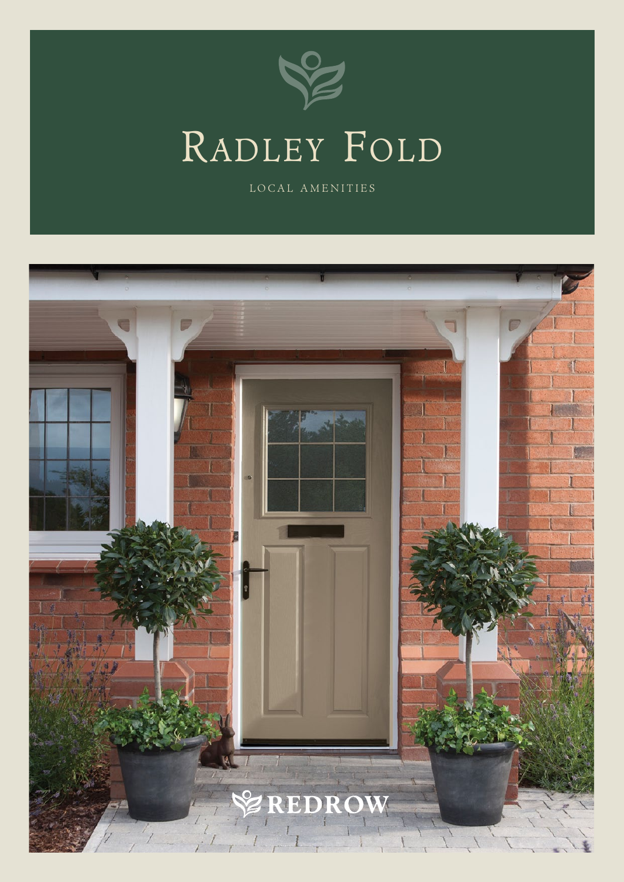# Radley Fold

LOCAL AMENITIES

REDROW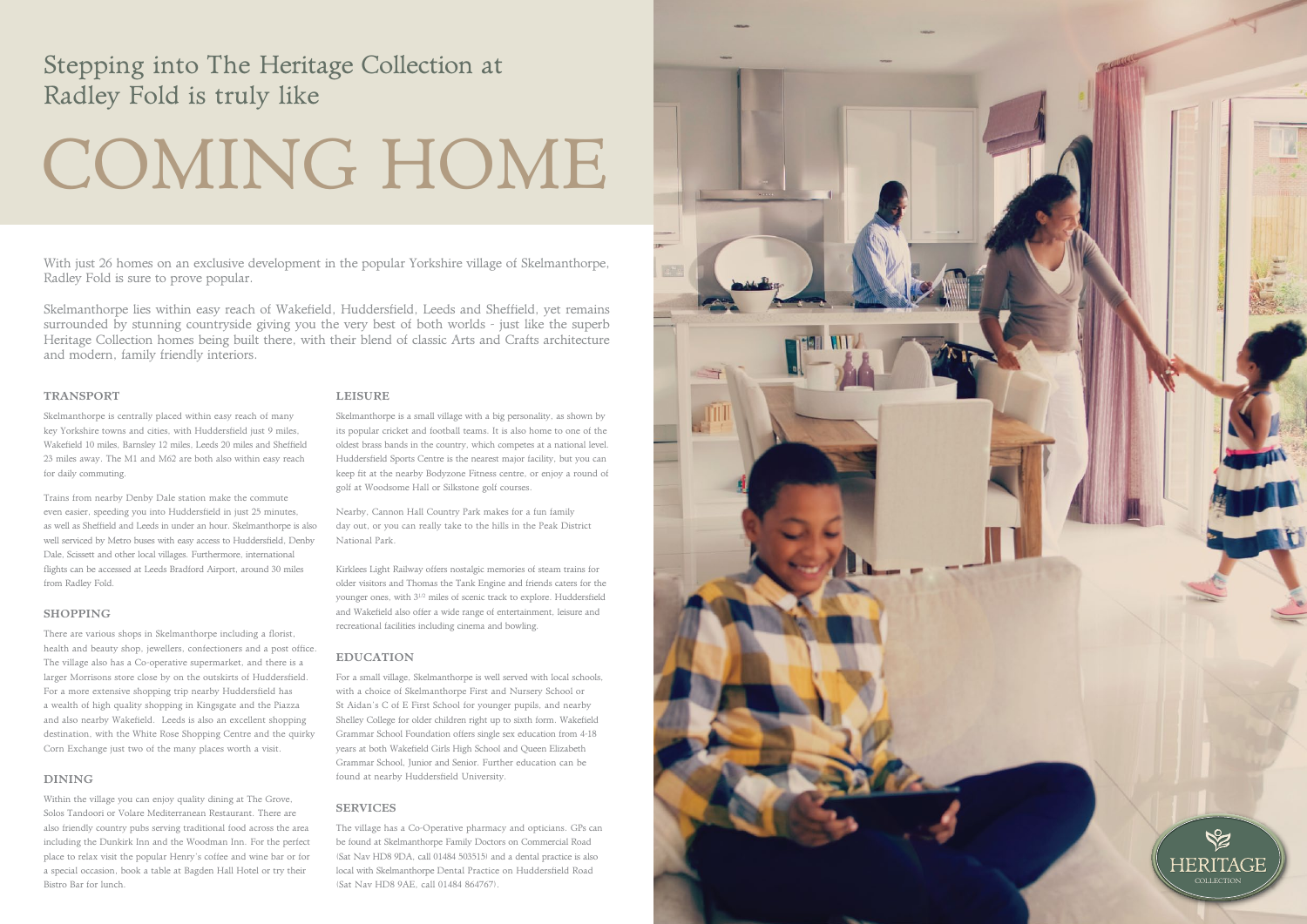# Stepping into The Heritage Collection at Radley Fold is truly like COMING HOME

With just 26 homes on an exclusive development in the popular Yorkshire village of Skelmanthorpe, Radley Fold is sure to prove popular.

Skelmanthorpe lies within easy reach of Wakefield, Huddersfield, Leeds and Sheffield, yet remains surrounded by stunning countryside giving you the very best of both worlds - just like the superb Heritage Collection homes being built there, with their blend of classic Arts and Crafts architecture and modern, family friendly interiors.

### TRANSPORT

Skelmanthorpe is centrally placed within easy reach of many key Yorkshire towns and cities, with Huddersfield just 9 miles, Wakefield 10 miles, Barnsley 12 miles, Leeds 20 miles and Sheffield 23 miles away. The M1 and M62 are both also within easy reach for daily commuting.

Trains from nearby Denby Dale station make the commute even easier, speeding you into Huddersfield in just 25 minutes, as well as Sheffield and Leeds in under an hour. Skelmanthorpe is also well serviced by Metro buses with easy access to Huddersfield, Denby Dale, Scissett and other local villages. Furthermore, international flights can be accessed at Leeds Bradford Airport, around 30 miles from Radley Fold.

### SHOPPING

There are various shops in Skelmanthorpe including a florist, health and beauty shop, jewellers, confectioners and a post office. The village also has a Co-operative supermarket, and there is a larger Morrisons store close by on the outskirts of Huddersfield. For a more extensive shopping trip nearby Huddersfield has a wealth of high quality shopping in Kingsgate and the Piazza and also nearby Wakefield. Leeds is also an excellent shopping destination, with the White Rose Shopping Centre and the quirky Corn Exchange just two of the many places worth a visit.

### DINING

Within the village you can enjoy quality dining at The Grove, Solos Tandoori or Volare Mediterranean Restaurant. There are also friendly country pubs serving traditional food across the area including the Dunkirk Inn and the Woodman Inn. For the perfect place to relax visit the popular Henry's coffee and wine bar or for a special occasion, book a table at Bagden Hall Hotel or try their Bistro Bar for lunch.

### LEISURE

Skelmanthorpe is a small village with a big personality, as shown by its popular cricket and football teams. It is also home to one of the oldest brass bands in the country, which competes at a national level. Huddersfield Sports Centre is the nearest major facility, but you can keep fit at the nearby Bodyzone Fitness centre, or enjoy a round of golf at Woodsome Hall or Silkstone golf courses.

Nearby, Cannon Hall Country Park makes for a fun family day out, or you can really take to the hills in the Peak District National Park.

Kirklees Light Railway offers nostalgic memories of steam trains for older visitors and Thomas the Tank Engine and friends caters for the younger ones, with 3½ miles of scenic track to explore. Huddersfield and Wakefield also offer a wide range of entertainment, leisure and recreational facilities including cinema and bowling.

### EDUCATION

For a small village, Skelmanthorpe is well served with local schools, with a choice of Skelmanthorpe First and Nursery School or St Aidan's C of E First School for younger pupils, and nearby Shelley College for older children right up to sixth form. Wakefield Grammar School Foundation offers single sex education from 4-18 years at both Wakefield Girls High School and Queen Elizabeth Grammar School, Junior and Senior. Further education can be found at nearby Huddersfield University.

### SERVICES

The village has a Co-Operative pharmacy and opticians. GPs can be found at Skelmanthorpe Family Doctors on Commercial Road (Sat Nav HD8 9DA, call 01484 503515) and a dental practice is also local with Skelmanthorpe Dental Practice on Huddersfield Road (Sat Nav HD8 9AE, call 01484 864767).

HERITAGE COLLECTION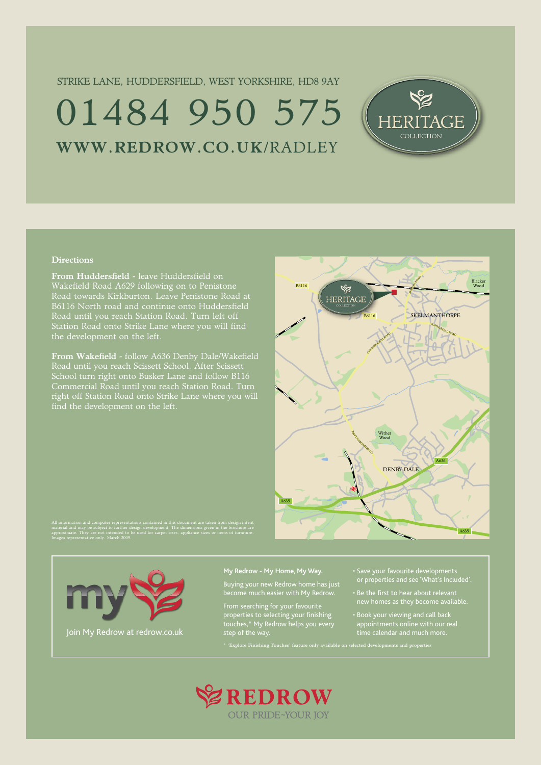STRIKE LANE, HUDDERSFIELD, WEST YORKSHIRE, HD8 9AY

# 01484 950 575

**WWW.REDROW.CO.UK/**RADLEY

HERITAGE COLLECTION

## Directions

**From Huddersfield** - leave Huddersfield on Wakefield Road A629 following on to Penistone Road towards Kirkburton. Leave Penistone Road at B6116 North road and continue onto Huddersfield Road until you reach Station Road. Turn left off Station Road onto Strike Lane where you will find the development on the left.

**From Wakefield** - follow A636 Denby Dale/Wakefield Road until you reach Scissett School. After Scissett School turn right onto Busker Lane and follow B116 Commercial Road until you reach Station Road. Turn right off Station Road onto Strike Lane where you will find the development on the left.

B6116
HERITAGE COLLECTION
B6116
Blacker Wood
SKELMANTHORPE
Wither Wood
DENBY DALE
A636
A635
A635

All information and computer representations contained in this document are taken from design intent material and may be subject to further design development. The dimensions given in the brochure are approximate. They are not intended to be used for carpet sizes, appliance sizes or items of furniture. Images representative only. March 2009.

my

Join My Redrow at redrow.co.uk

**My Redrow - My Home, My Way.**

Buying your new Redrow home has just become much easier with My Redrow.

From searching for your favourite properties to selecting your finishing touches,* My Redrow helps you every step of the way.

- Save your favourite developments or properties and see 'What's Included'.
- Be the first to hear about relevant new homes as they become available.
- Book your viewing and call back appointments online with our real time calendar and much more.

\* 'Explore Finishing Touches' feature only available on selected developments and properties

REDROW
OUR PRIDE~YOUR JOY